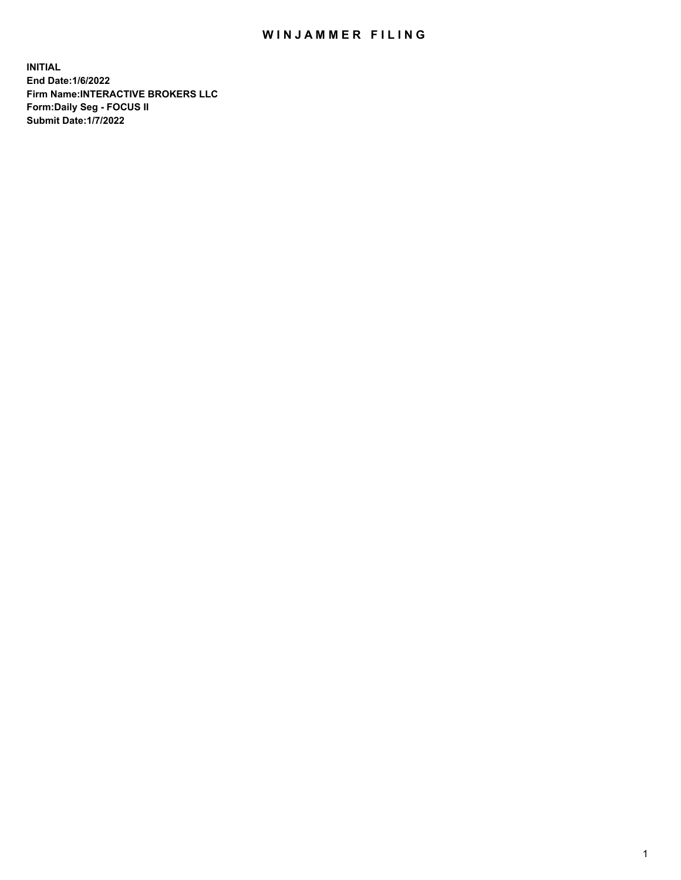# WINJAMMER FILING

**INITIAL**
**End Date:1/6/2022**
**Firm Name:INTERACTIVE BROKERS LLC**
**Form:Daily Seg - FOCUS II**
**Submit Date:1/7/2022**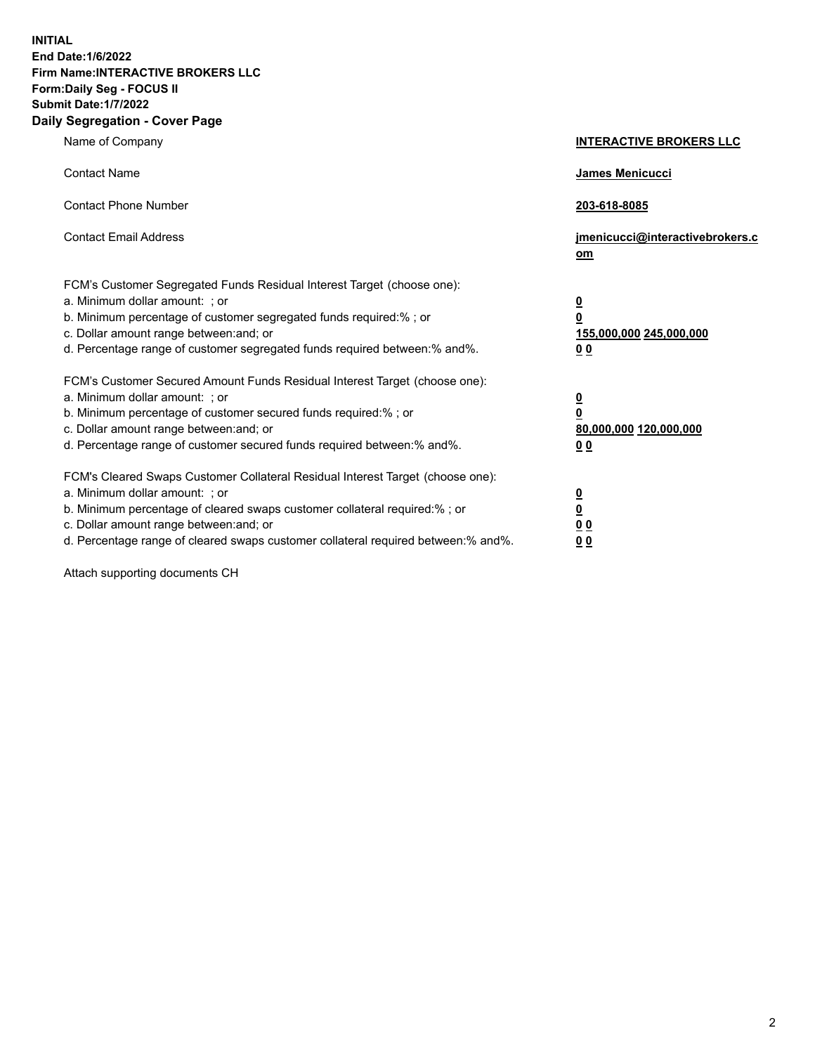**INITIAL**
**End Date:1/6/2022**
**Firm Name:INTERACTIVE BROKERS LLC**
**Form:Daily Seg - FOCUS II**
**Submit Date:1/7/2022**

## Daily Segregation - Cover Page

| | |
|---|---|
| Name of Company | **INTERACTIVE BROKERS LLC** |
| Contact Name | **James Menicucci** |
| Contact Phone Number | **203-618-8085** |
| Contact Email Address | **jmenicucci@interactivebrokers.com** |

FCM's Customer Segregated Funds Residual Interest Target (choose one):

| | |
|---|---|
| a. Minimum dollar amount: ; or | **0** |
| b. Minimum percentage of customer segregated funds required:% ; or | **0** |
| c. Dollar amount range between:and; or | **155,000,000 245,000,000** |
| d. Percentage range of customer segregated funds required between:% and%. | **0 0** |

FCM's Customer Secured Amount Funds Residual Interest Target (choose one):

| | |
|---|---|
| a. Minimum dollar amount: ; or | **0** |
| b. Minimum percentage of customer secured funds required:% ; or | **0** |
| c. Dollar amount range between:and; or | **80,000,000 120,000,000** |
| d. Percentage range of customer secured funds required between:% and%. | **0 0** |

FCM's Cleared Swaps Customer Collateral Residual Interest Target (choose one):

| | |
|---|---|
| a. Minimum dollar amount: ; or | **0** |
| b. Minimum percentage of cleared swaps customer collateral required:% ; or | **0** |
| c. Dollar amount range between:and; or | **0 0** |
| d. Percentage range of cleared swaps customer collateral required between:% and%. | **0 0** |

Attach supporting documents CH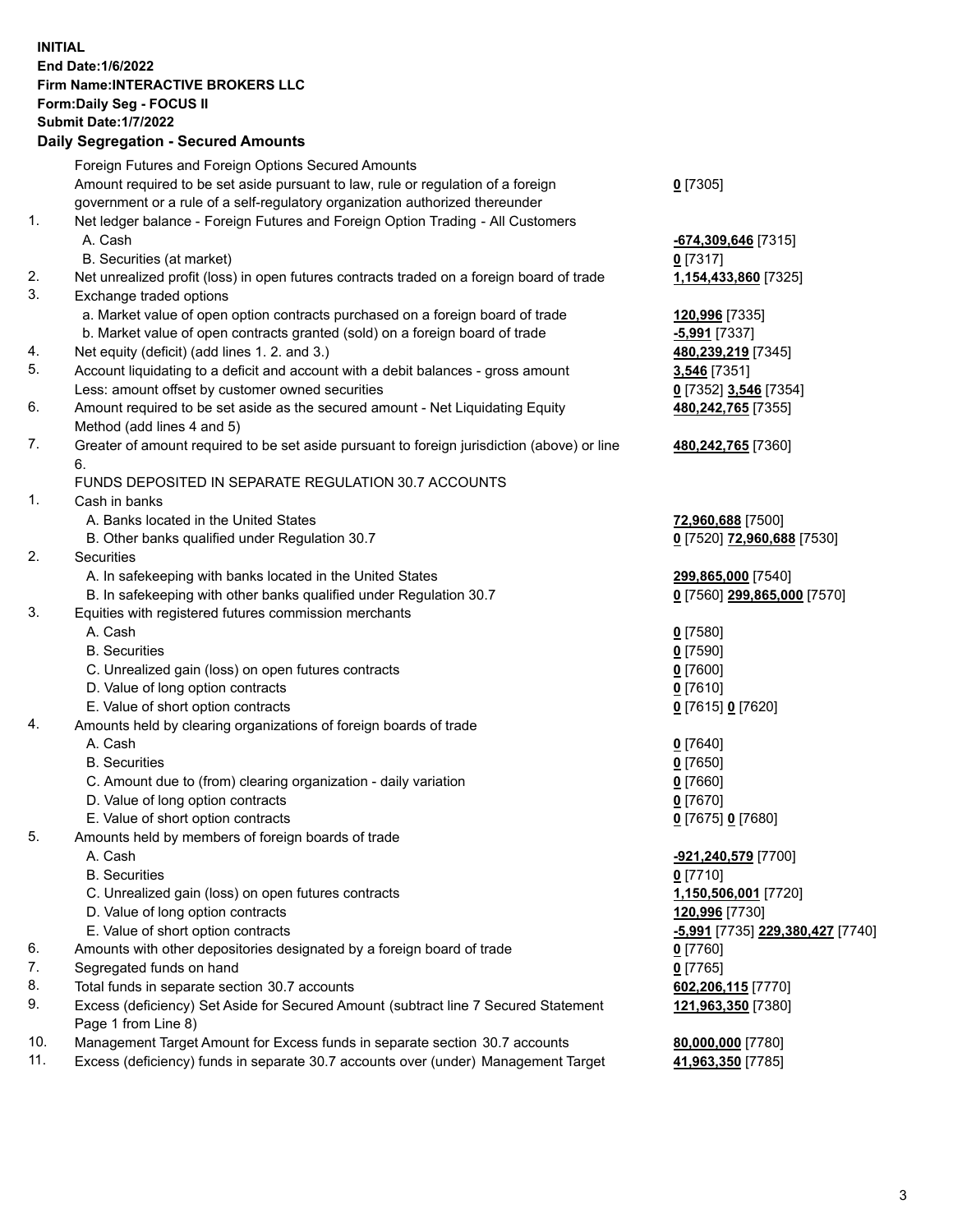**INITIAL**
**End Date:1/6/2022**
**Firm Name:INTERACTIVE BROKERS LLC**
**Form:Daily Seg - FOCUS II**
**Submit Date:1/7/2022**

**Daily Segregation - Secured Amounts**

| | | |
|---|---|---|
| | Foreign Futures and Foreign Options Secured Amounts | |
| | Amount required to be set aside pursuant to law, rule or regulation of a foreign government or a rule of a self-regulatory organization authorized thereunder | **0** [7305] |
| 1. | Net ledger balance - Foreign Futures and Foreign Option Trading - All Customers | |
| | A. Cash | **-674,309,646** [7315] |
| | B. Securities (at market) | **0** [7317] |
| 2. | Net unrealized profit (loss) in open futures contracts traded on a foreign board of trade | **1,154,433,860** [7325] |
| 3. | Exchange traded options | |
| | a. Market value of open option contracts purchased on a foreign board of trade | **120,996** [7335] |
| | b. Market value of open contracts granted (sold) on a foreign board of trade | **-5,991** [7337] |
| 4. | Net equity (deficit) (add lines 1. 2. and 3.) | **480,239,219** [7345] |
| 5. | Account liquidating to a deficit and account with a debit balances - gross amount | **3,546** [7351] |
| | Less: amount offset by customer owned securities | **0** [7352] **3,546** [7354] |
| 6. | Amount required to be set aside as the secured amount - Net Liquidating Equity Method (add lines 4 and 5) | **480,242,765** [7355] |
| 7. | Greater of amount required to be set aside pursuant to foreign jurisdiction (above) or line 6. | **480,242,765** [7360] |
| | FUNDS DEPOSITED IN SEPARATE REGULATION 30.7 ACCOUNTS | |
| 1. | Cash in banks | |
| | A. Banks located in the United States | **72,960,688** [7500] |
| | B. Other banks qualified under Regulation 30.7 | **0** [7520] **72,960,688** [7530] |
| 2. | Securities | |
| | A. In safekeeping with banks located in the United States | **299,865,000** [7540] |
| | B. In safekeeping with other banks qualified under Regulation 30.7 | **0** [7560] **299,865,000** [7570] |
| 3. | Equities with registered futures commission merchants | |
| | A. Cash | **0** [7580] |
| | B. Securities | **0** [7590] |
| | C. Unrealized gain (loss) on open futures contracts | **0** [7600] |
| | D. Value of long option contracts | **0** [7610] |
| | E. Value of short option contracts | **0** [7615] **0** [7620] |
| 4. | Amounts held by clearing organizations of foreign boards of trade | |
| | A. Cash | **0** [7640] |
| | B. Securities | **0** [7650] |
| | C. Amount due to (from) clearing organization - daily variation | **0** [7660] |
| | D. Value of long option contracts | **0** [7670] |
| | E. Value of short option contracts | **0** [7675] **0** [7680] |
| 5. | Amounts held by members of foreign boards of trade | |
| | A. Cash | **-921,240,579** [7700] |
| | B. Securities | **0** [7710] |
| | C. Unrealized gain (loss) on open futures contracts | **1,150,506,001** [7720] |
| | D. Value of long option contracts | **120,996** [7730] |
| | E. Value of short option contracts | **-5,991** [7735] **229,380,427** [7740] |
| 6. | Amounts with other depositories designated by a foreign board of trade | **0** [7760] |
| 7. | Segregated funds on hand | **0** [7765] |
| 8. | Total funds in separate section 30.7 accounts | **602,206,115** [7770] |
| 9. | Excess (deficiency) Set Aside for Secured Amount (subtract line 7 Secured Statement Page 1 from Line 8) | **121,963,350** [7380] |
| 10. | Management Target Amount for Excess funds in separate section 30.7 accounts | **80,000,000** [7780] |
| 11. | Excess (deficiency) funds in separate 30.7 accounts over (under) Management Target | **41,963,350** [7785] |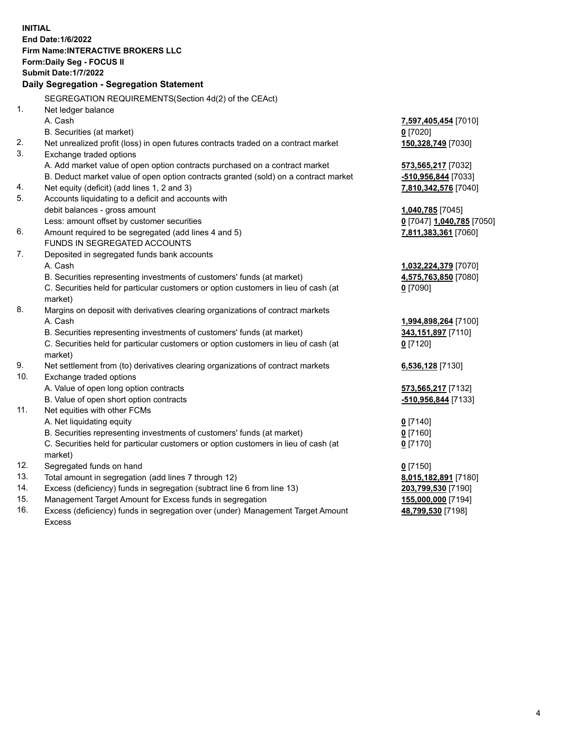**INITIAL**
**End Date:1/6/2022**
**Firm Name:INTERACTIVE BROKERS LLC**
**Form:Daily Seg - FOCUS II**
**Submit Date:1/7/2022**

## Daily Segregation - Segregation Statement

SEGREGATION REQUIREMENTS(Section 4d(2) of the CEAct)

| | | |
|---|---|---|
| 1. | Net ledger balance | |
| | A. Cash | **7,597,405,454** [7010] |
| | B. Securities (at market) | **0** [7020] |
| 2. | Net unrealized profit (loss) in open futures contracts traded on a contract market | **150,328,749** [7030] |
| 3. | Exchange traded options | |
| | A. Add market value of open option contracts purchased on a contract market | **573,565,217** [7032] |
| | B. Deduct market value of open option contracts granted (sold) on a contract market | **-510,956,844** [7033] |
| 4. | Net equity (deficit) (add lines 1, 2 and 3) | **7,810,342,576** [7040] |
| 5. | Accounts liquidating to a deficit and accounts with debit balances - gross amount | **1,040,785** [7045] |
| | Less: amount offset by customer securities | **0** [7047] **1,040,785** [7050] |
| 6. | Amount required to be segregated (add lines 4 and 5) | **7,811,383,361** [7060] |
| | FUNDS IN SEGREGATED ACCOUNTS | |
| 7. | Deposited in segregated funds bank accounts | |
| | A. Cash | **1,032,224,379** [7070] |
| | B. Securities representing investments of customers' funds (at market) | **4,575,763,850** [7080] |
| | C. Securities held for particular customers or option customers in lieu of cash (at market) | **0** [7090] |
| 8. | Margins on deposit with derivatives clearing organizations of contract markets | |
| | A. Cash | **1,994,898,264** [7100] |
| | B. Securities representing investments of customers' funds (at market) | **343,151,897** [7110] |
| | C. Securities held for particular customers or option customers in lieu of cash (at market) | **0** [7120] |
| 9. | Net settlement from (to) derivatives clearing organizations of contract markets | **6,536,128** [7130] |
| 10. | Exchange traded options | |
| | A. Value of open long option contracts | **573,565,217** [7132] |
| | B. Value of open short option contracts | **-510,956,844** [7133] |
| 11. | Net equities with other FCMs | |
| | A. Net liquidating equity | **0** [7140] |
| | B. Securities representing investments of customers' funds (at market) | **0** [7160] |
| | C. Securities held for particular customers or option customers in lieu of cash (at market) | **0** [7170] |
| 12. | Segregated funds on hand | **0** [7150] |
| 13. | Total amount in segregation (add lines 7 through 12) | **8,015,182,891** [7180] |
| 14. | Excess (deficiency) funds in segregation (subtract line 6 from line 13) | **203,799,530** [7190] |
| 15. | Management Target Amount for Excess funds in segregation | **155,000,000** [7194] |
| 16. | Excess (deficiency) funds in segregation over (under) Management Target Amount Excess | **48,799,530** [7198] |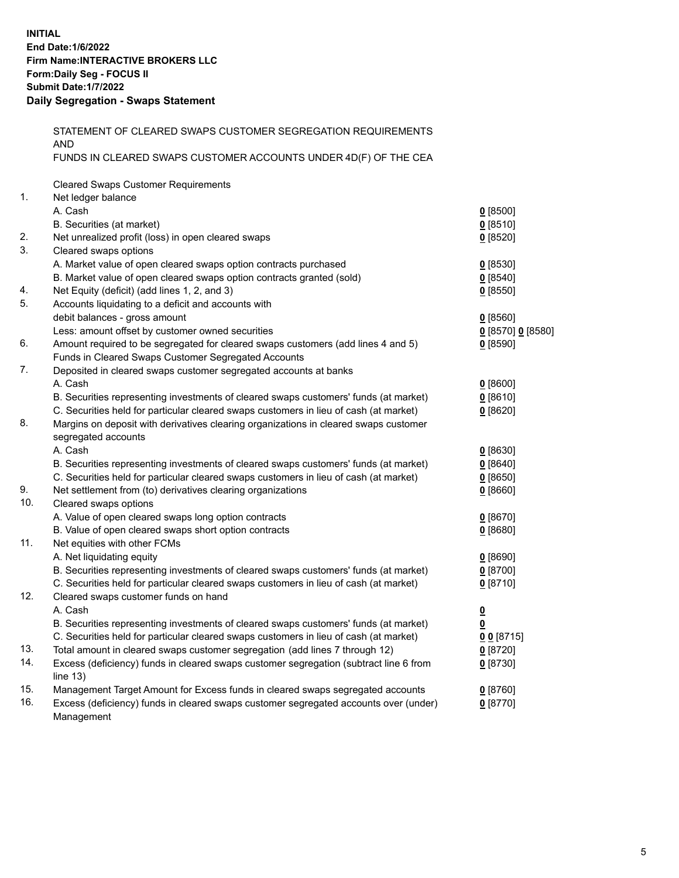**INITIAL**
**End Date:1/6/2022**
**Firm Name:INTERACTIVE BROKERS LLC**
**Form:Daily Seg - FOCUS II**
**Submit Date:1/7/2022**
**Daily Segregation - Swaps Statement**

STATEMENT OF CLEARED SWAPS CUSTOMER SEGREGATION REQUIREMENTS AND FUNDS IN CLEARED SWAPS CUSTOMER ACCOUNTS UNDER 4D(F) OF THE CEA

| | | |
|---|---|---|
| | Cleared Swaps Customer Requirements | |
| 1. | Net ledger balance | |
| | A. Cash | 0 [8500] |
| | B. Securities (at market) | 0 [8510] |
| 2. | Net unrealized profit (loss) in open cleared swaps | 0 [8520] |
| 3. | Cleared swaps options | |
| | A. Market value of open cleared swaps option contracts purchased | 0 [8530] |
| | B. Market value of open cleared swaps option contracts granted (sold) | 0 [8540] |
| 4. | Net Equity (deficit) (add lines 1, 2, and 3) | 0 [8550] |
| 5. | Accounts liquidating to a deficit and accounts with debit balances - gross amount | 0 [8560] |
| | Less: amount offset by customer owned securities | 0 [8570] 0 [8580] |
| 6. | Amount required to be segregated for cleared swaps customers (add lines 4 and 5) | 0 [8590] |
| | Funds in Cleared Swaps Customer Segregated Accounts | |
| 7. | Deposited in cleared swaps customer segregated accounts at banks | |
| | A. Cash | 0 [8600] |
| | B. Securities representing investments of cleared swaps customers' funds (at market) | 0 [8610] |
| | C. Securities held for particular cleared swaps customers in lieu of cash (at market) | 0 [8620] |
| 8. | Margins on deposit with derivatives clearing organizations in cleared swaps customer segregated accounts | |
| | A. Cash | 0 [8630] |
| | B. Securities representing investments of cleared swaps customers' funds (at market) | 0 [8640] |
| | C. Securities held for particular cleared swaps customers in lieu of cash (at market) | 0 [8650] |
| 9. | Net settlement from (to) derivatives clearing organizations | 0 [8660] |
| 10. | Cleared swaps options | |
| | A. Value of open cleared swaps long option contracts | 0 [8670] |
| | B. Value of open cleared swaps short option contracts | 0 [8680] |
| 11. | Net equities with other FCMs | |
| | A. Net liquidating equity | 0 [8690] |
| | B. Securities representing investments of cleared swaps customers' funds (at market) | 0 [8700] |
| | C. Securities held for particular cleared swaps customers in lieu of cash (at market) | 0 [8710] |
| 12. | Cleared swaps customer funds on hand | |
| | A. Cash | 0 |
| | B. Securities representing investments of cleared swaps customers' funds (at market) | 0 |
| | C. Securities held for particular cleared swaps customers in lieu of cash (at market) | 0 0 [8715] |
| 13. | Total amount in cleared swaps customer segregation (add lines 7 through 12) | 0 [8720] |
| 14. | Excess (deficiency) funds in cleared swaps customer segregation (subtract line 6 from line 13) | 0 [8730] |
| 15. | Management Target Amount for Excess funds in cleared swaps segregated accounts | 0 [8760] |
| 16. | Excess (deficiency) funds in cleared swaps customer segregated accounts over (under) Management | 0 [8770] |